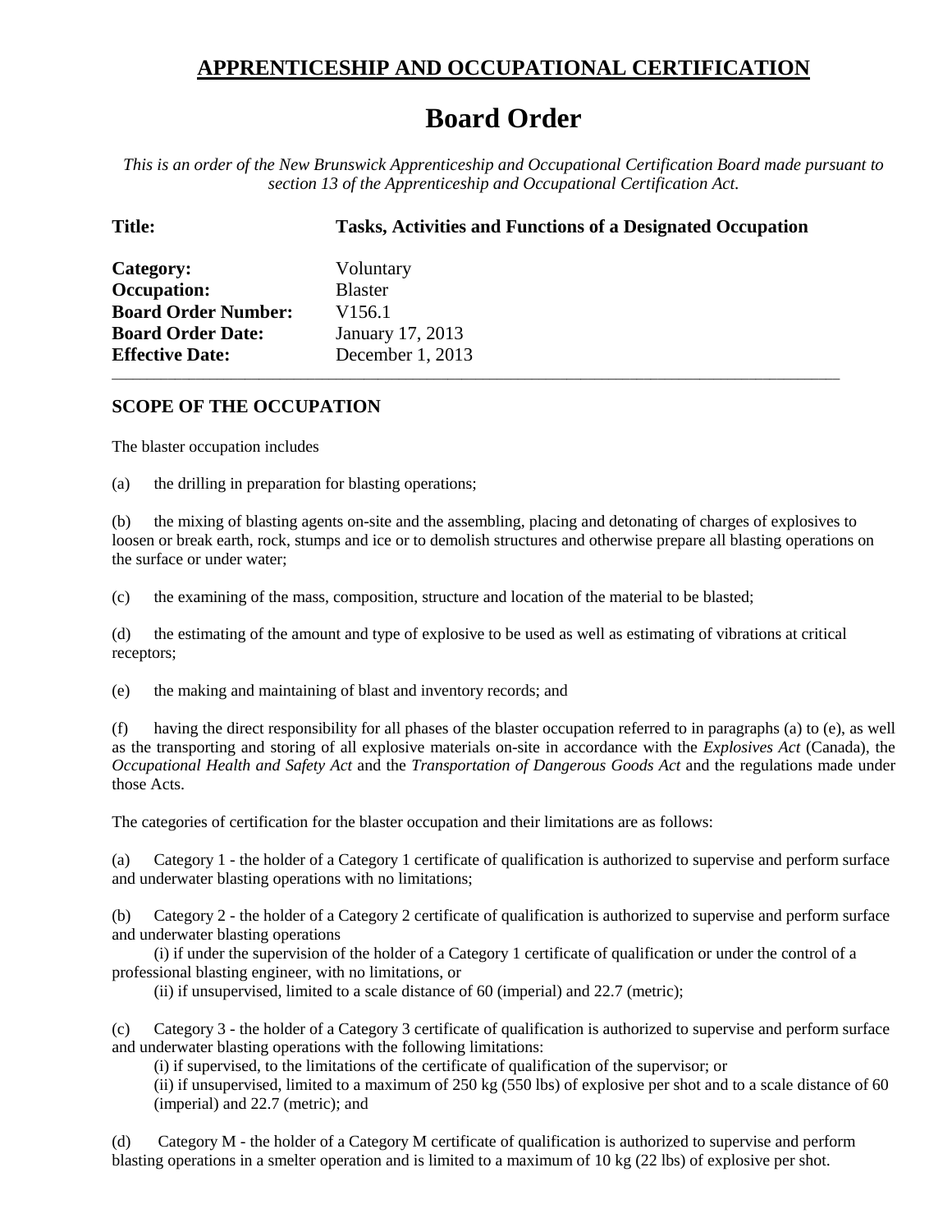## APPRENTICESHIP AND OCCUPATIONAL CERTIFICATION

# Board Order

*This is an order of the New Brunswick Apprenticeship and Occupational Certification Board made pursuant to section 13 of the Apprenticeship and Occupational Certification Act.*

**Title:** **Tasks, Activities and Functions of a Designated Occupation**

**Category:** Voluntary
**Occupation:** Blaster
**Board Order Number:** V156.1
**Board Order Date:** January 17, 2013
**Effective Date:** December 1, 2013

---

### SCOPE OF THE OCCUPATION

The blaster occupation includes

(a) the drilling in preparation for blasting operations;

(b) the mixing of blasting agents on-site and the assembling, placing and detonating of charges of explosives to loosen or break earth, rock, stumps and ice or to demolish structures and otherwise prepare all blasting operations on the surface or under water;

(c) the examining of the mass, composition, structure and location of the material to be blasted;

(d) the estimating of the amount and type of explosive to be used as well as estimating of vibrations at critical receptors;

(e) the making and maintaining of blast and inventory records; and

(f) having the direct responsibility for all phases of the blaster occupation referred to in paragraphs (a) to (e), as well as the transporting and storing of all explosive materials on-site in accordance with the *Explosives Act* (Canada), the *Occupational Health and Safety Act* and the *Transportation of Dangerous Goods Act* and the regulations made under those Acts.

The categories of certification for the blaster occupation and their limitations are as follows:

(a) Category 1 - the holder of a Category 1 certificate of qualification is authorized to supervise and perform surface and underwater blasting operations with no limitations;

(b) Category 2 - the holder of a Category 2 certificate of qualification is authorized to supervise and perform surface and underwater blasting operations

(i) if under the supervision of the holder of a Category 1 certificate of qualification or under the control of a professional blasting engineer, with no limitations, or

(ii) if unsupervised, limited to a scale distance of 60 (imperial) and 22.7 (metric);

(c) Category 3 - the holder of a Category 3 certificate of qualification is authorized to supervise and perform surface and underwater blasting operations with the following limitations:

(i) if supervised, to the limitations of the certificate of qualification of the supervisor; or

(ii) if unsupervised, limited to a maximum of 250 kg (550 lbs) of explosive per shot and to a scale distance of 60 (imperial) and 22.7 (metric); and

(d) Category M - the holder of a Category M certificate of qualification is authorized to supervise and perform blasting operations in a smelter operation and is limited to a maximum of 10 kg (22 lbs) of explosive per shot.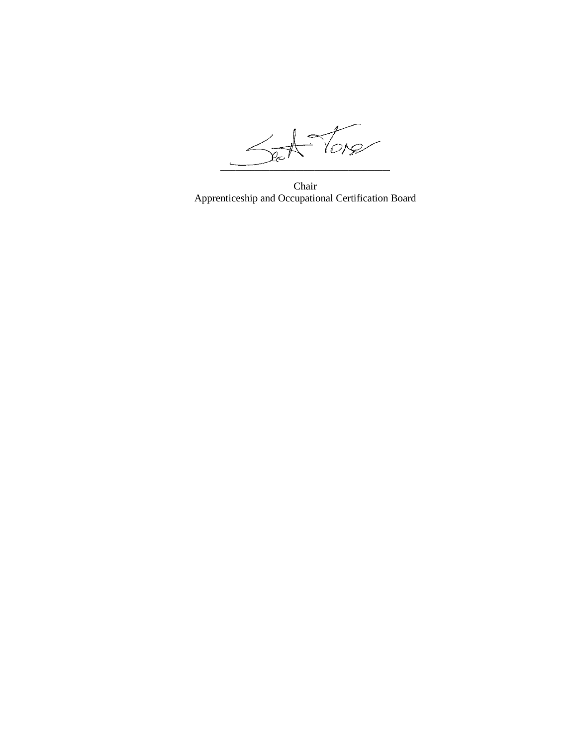\_\_\_\_\_\_\_\_\_\_\_\_\_\_\_\_\_\_\_\_\_\_\_\_\_\_\_\_\_\_\_\_

Chair
Apprenticeship and Occupational Certification Board